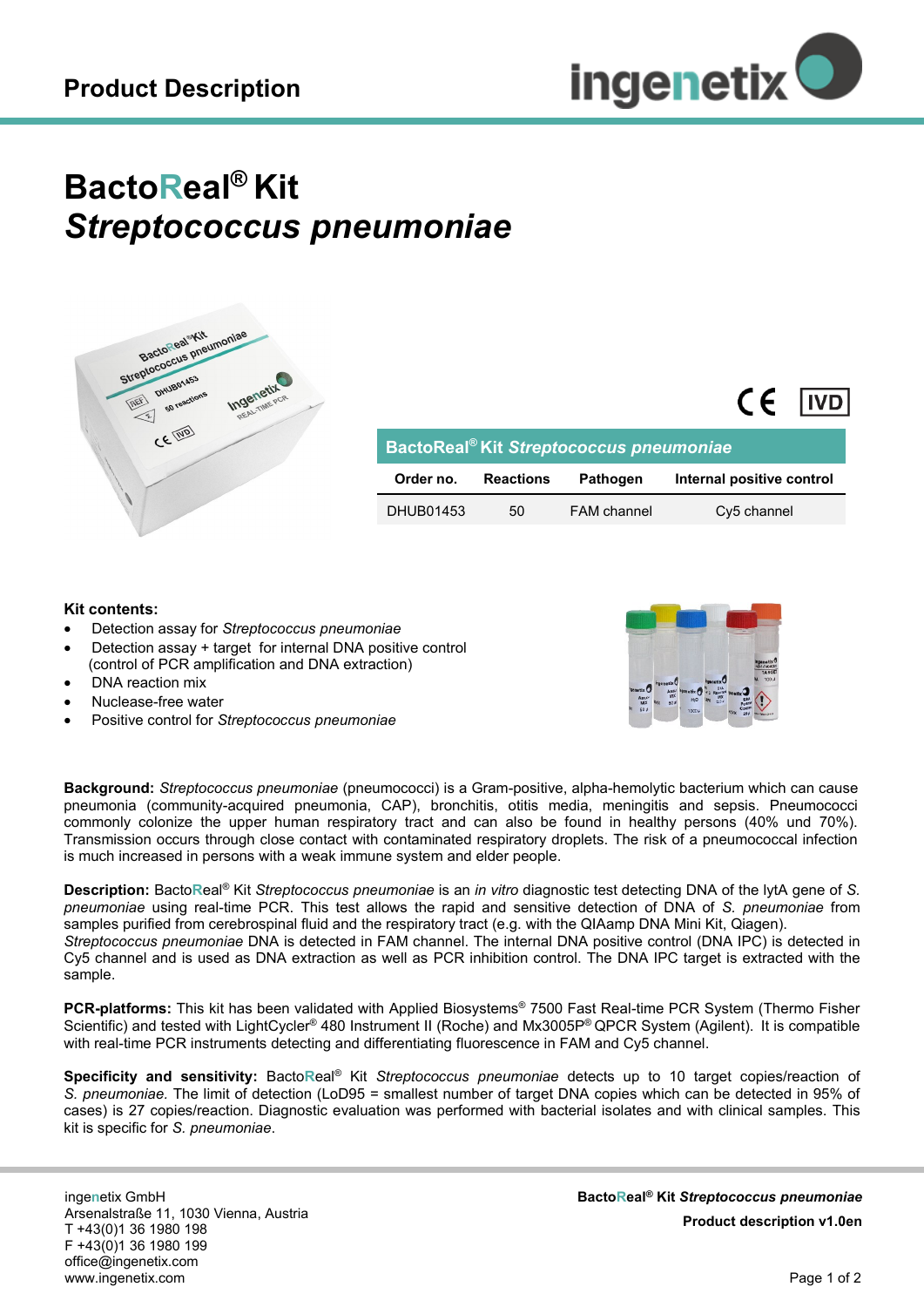# Product Description

# BactoReal® Kit *Streptococcus pneumoniae*

CE IVD

| BactoReal® Kit *Streptococcus pneumoniae* | | | |
|---|---|---|---|
| **Order no.** | **Reactions** | **Pathogen** | **Internal positive control** |
| DHUB01453 | 50 | FAM channel | Cy5 channel |

**Kit contents:**

- Detection assay for *Streptococcus pneumoniae*
- Detection assay + target for internal DNA positive control (control of PCR amplification and DNA extraction)
- DNA reaction mix
- Nuclease-free water
- Positive control for *Streptococcus pneumoniae*

**Background:** *Streptococcus pneumoniae* (pneumococci) is a Gram-positive, alpha-hemolytic bacterium which can cause pneumonia (community-acquired pneumonia, CAP), bronchitis, otitis media, meningitis and sepsis. Pneumococci commonly colonize the upper human respiratory tract and can also be found in healthy persons (40% und 70%). Transmission occurs through close contact with contaminated respiratory droplets. The risk of a pneumococcal infection is much increased in persons with a weak immune system and elder people.

**Description:** BactoReal® Kit *Streptococcus pneumoniae* is an *in vitro* diagnostic test detecting DNA of the lytA gene of *S. pneumoniae* using real-time PCR. This test allows the rapid and sensitive detection of DNA of *S. pneumoniae* from samples purified from cerebrospinal fluid and the respiratory tract (e.g. with the QIAamp DNA Mini Kit, Qiagen).
*Streptococcus pneumoniae* DNA is detected in FAM channel. The internal DNA positive control (DNA IPC) is detected in Cy5 channel and is used as DNA extraction as well as PCR inhibition control. The DNA IPC target is extracted with the sample.

**PCR-platforms:** This kit has been validated with Applied Biosystems® 7500 Fast Real-time PCR System (Thermo Fisher Scientific) and tested with LightCycler® 480 Instrument II (Roche) and Mx3005P® QPCR System (Agilent). It is compatible with real-time PCR instruments detecting and differentiating fluorescence in FAM and Cy5 channel.

**Specificity and sensitivity:** BactoReal® Kit *Streptococcus pneumoniae* detects up to 10 target copies/reaction of *S. pneumoniae.* The limit of detection (LoD95 = smallest number of target DNA copies which can be detected in 95% of cases) is 27 copies/reaction. Diagnostic evaluation was performed with bacterial isolates and with clinical samples. This kit is specific for *S. pneumoniae*.

ingenetix GmbH
Arsenalstraße 11, 1030 Vienna, Austria
T +43(0)1 36 1980 198
F +43(0)1 36 1980 199
office@ingenetix.com
www.ingenetix.com

**BactoReal® Kit *Streptococcus pneumoniae***
**Product description v1.0en**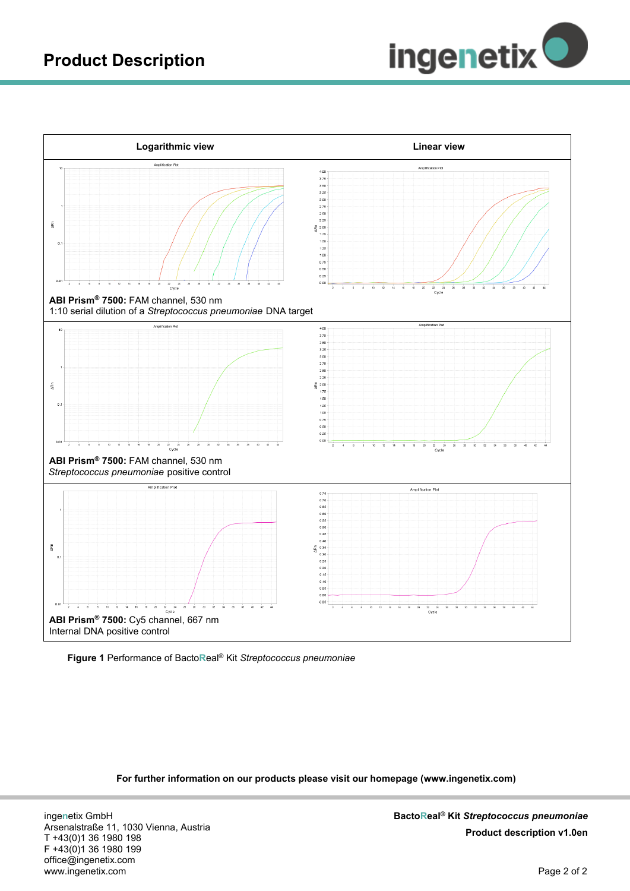# Product Description

| Logarithmic view | Linear view |
|---|---|
| **ABI Prism® 7500:** FAM channel, 530 nm<br>1:10 serial dilution of a *Streptococcus pneumoniae* DNA target | |
| **ABI Prism® 7500:** FAM channel, 530 nm<br>*Streptococcus pneumoniae* positive control | |
| **ABI Prism® 7500:** Cy5 channel, 667 nm<br>Internal DNA positive control | |

**Figure 1** Performance of BactoReal® Kit *Streptococcus pneumoniae*

**For further information on our products please visit our homepage (www.ingenetix.com)**

ingenetix GmbH
Arsenalstraße 11, 1030 Vienna, Austria
T +43(0)1 36 1980 198
F +43(0)1 36 1980 199
office@ingenetix.com
www.ingenetix.com

**BactoReal® Kit *Streptococcus pneumoniae***
**Product description v1.0en**